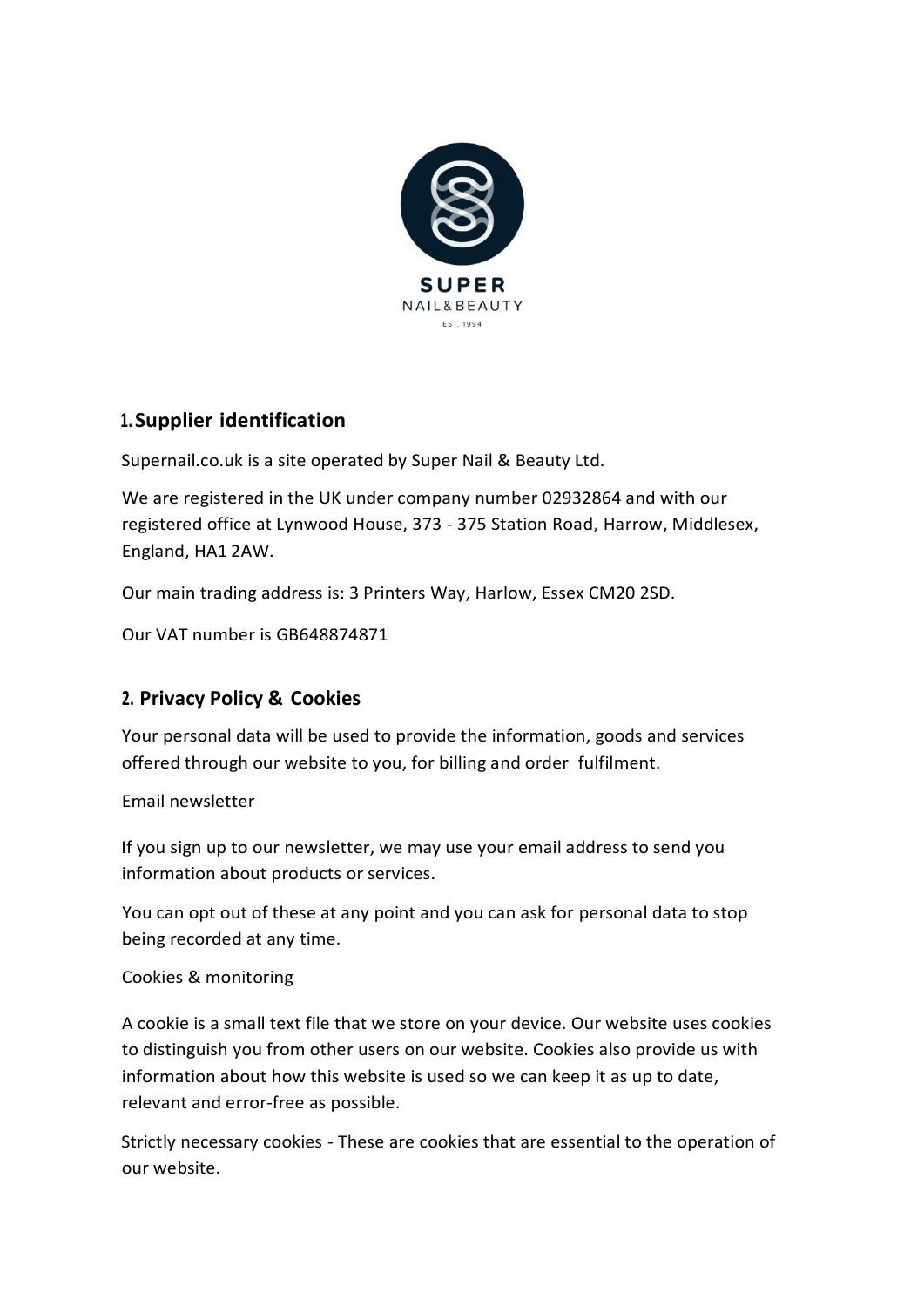SUPER
NAIL&BEAUTY
EST. 1994

## 1. Supplier identification

Supernail.co.uk is a site operated by Super Nail & Beauty Ltd.

We are registered in the UK under company number 02932864 and with our registered office at Lynwood House, 373 - 375 Station Road, Harrow, Middlesex, England, HA1 2AW.

Our main trading address is: 3 Printers Way, Harlow, Essex CM20 2SD.

Our VAT number is GB648874871

## 2. Privacy Policy & Cookies

Your personal data will be used to provide the information, goods and services offered through our website to you, for billing and order fulfilment.

Email newsletter

If you sign up to our newsletter, we may use your email address to send you information about products or services.

You can opt out of these at any point and you can ask for personal data to stop being recorded at any time.

Cookies & monitoring

A cookie is a small text file that we store on your device. Our website uses cookies to distinguish you from other users on our website. Cookies also provide us with information about how this website is used so we can keep it as up to date, relevant and error-free as possible.

Strictly necessary cookies - These are cookies that are essential to the operation of our website.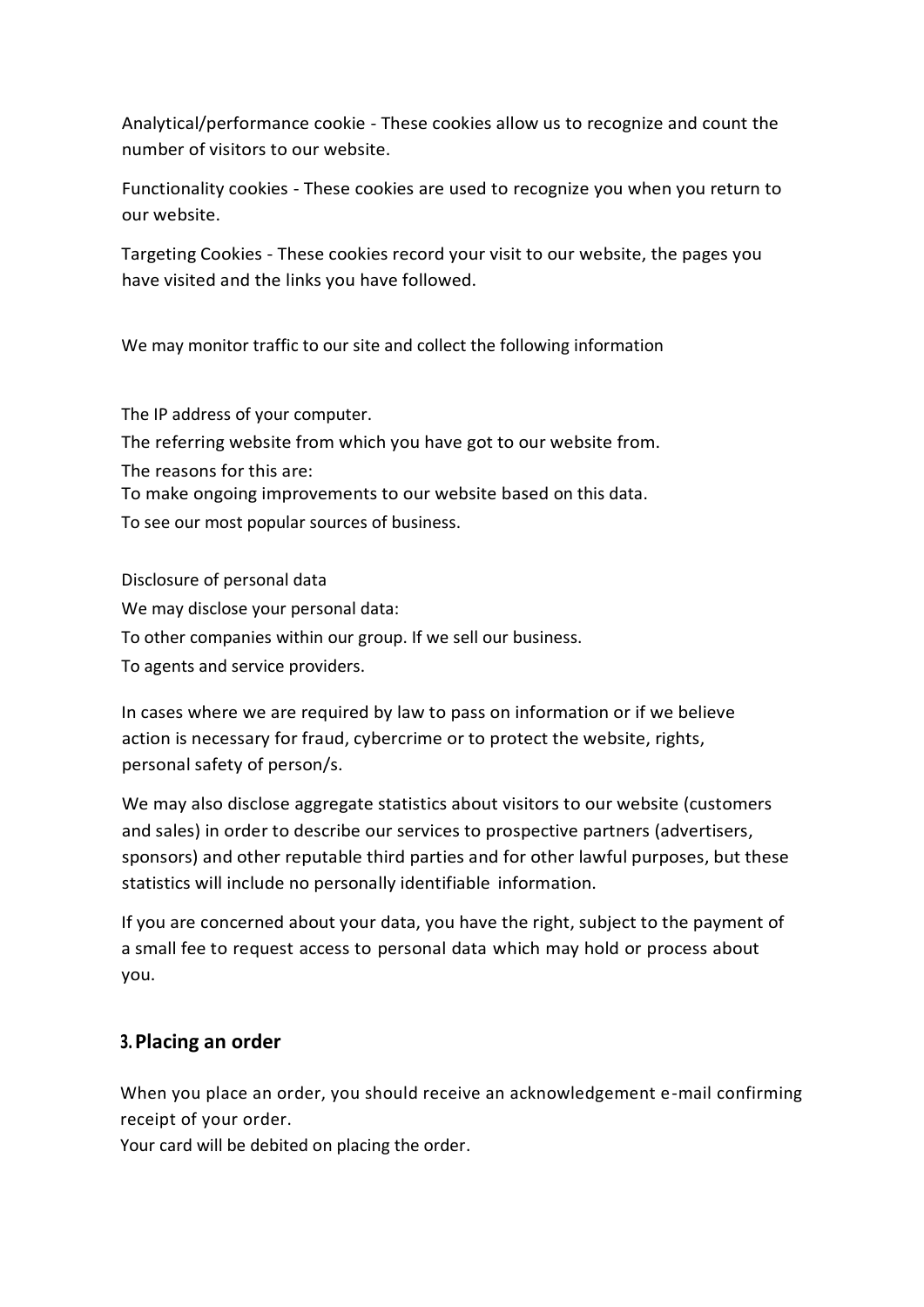Analytical/performance cookie - These cookies allow us to recognize and count the number of visitors to our website.

Functionality cookies - These cookies are used to recognize you when you return to our website.

Targeting Cookies - These cookies record your visit to our website, the pages you have visited and the links you have followed.

We may monitor traffic to our site and collect the following information

The IP address of your computer.

The referring website from which you have got to our website from.

The reasons for this are:

To make ongoing improvements to our website based on this data.

To see our most popular sources of business.

Disclosure of personal data

We may disclose your personal data:

To other companies within our group. If we sell our business.

To agents and service providers.

In cases where we are required by law to pass on information or if we believe action is necessary for fraud, cybercrime or to protect the website, rights, personal safety of person/s.

We may also disclose aggregate statistics about visitors to our website (customers and sales) in order to describe our services to prospective partners (advertisers, sponsors) and other reputable third parties and for other lawful purposes, but these statistics will include no personally identifiable information.

If you are concerned about your data, you have the right, subject to the payment of a small fee to request access to personal data which may hold or process about you.

## 3. Placing an order

When you place an order, you should receive an acknowledgement e-mail confirming receipt of your order.

Your card will be debited on placing the order.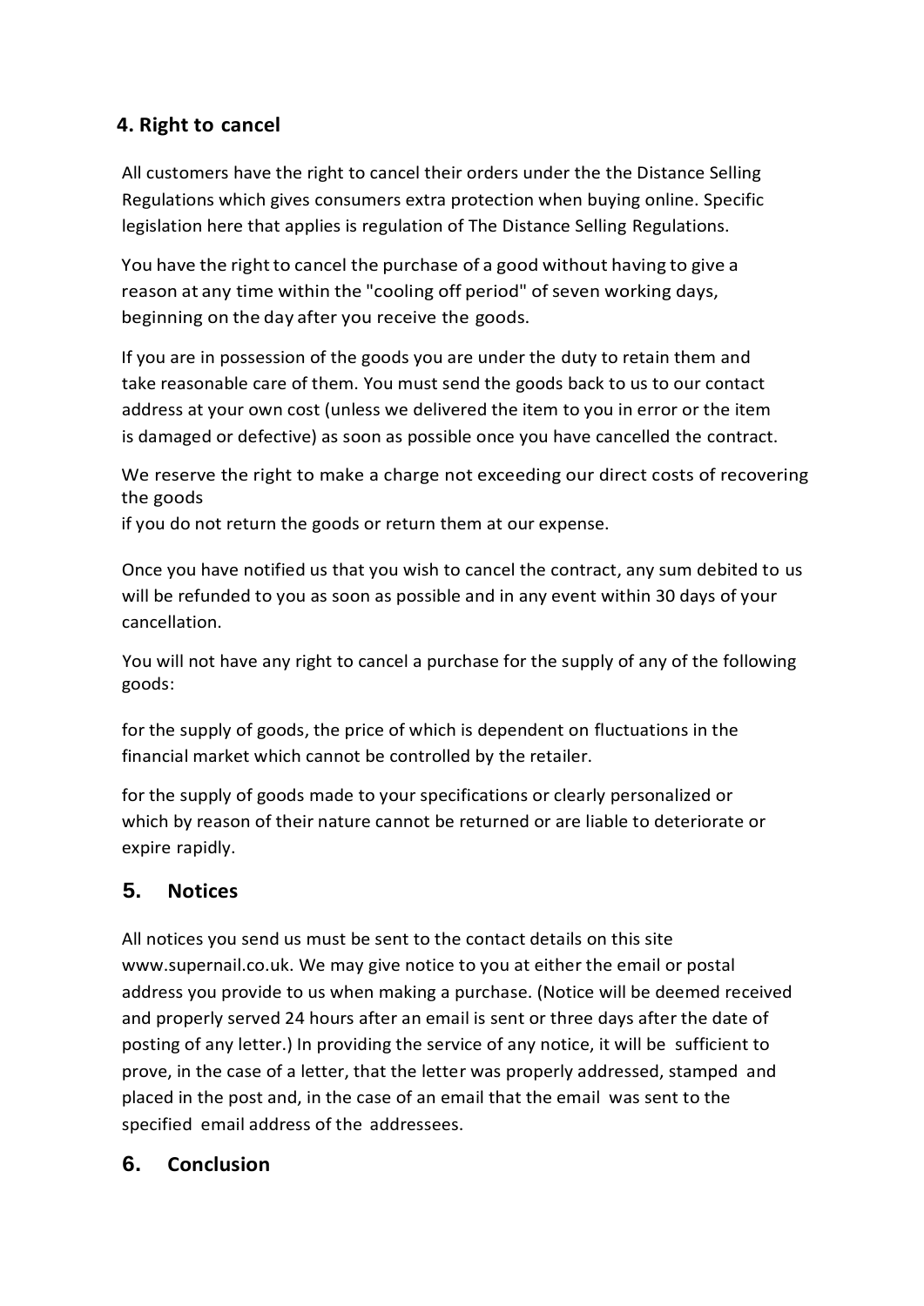## 4. Right to cancel

All customers have the right to cancel their orders under the the Distance Selling Regulations which gives consumers extra protection when buying online. Specific legislation here that applies is regulation of The Distance Selling Regulations.

You have the right to cancel the purchase of a good without having to give a reason at any time within the "cooling off period" of seven working days, beginning on the day after you receive the goods.

If you are in possession of the goods you are under the duty to retain them and take reasonable care of them. You must send the goods back to us to our contact address at your own cost (unless we delivered the item to you in error or the item is damaged or defective) as soon as possible once you have cancelled the contract.

We reserve the right to make a charge not exceeding our direct costs of recovering the goods
if you do not return the goods or return them at our expense.

Once you have notified us that you wish to cancel the contract, any sum debited to us will be refunded to you as soon as possible and in any event within 30 days of your cancellation.

You will not have any right to cancel a purchase for the supply of any of the following goods:

for the supply of goods, the price of which is dependent on fluctuations in the financial market which cannot be controlled by the retailer.

for the supply of goods made to your specifications or clearly personalized or which by reason of their nature cannot be returned or are liable to deteriorate or expire rapidly.

## 5. Notices

All notices you send us must be sent to the contact details on this site www.supernail.co.uk. We may give notice to you at either the email or postal address you provide to us when making a purchase. (Notice will be deemed received and properly served 24 hours after an email is sent or three days after the date of posting of any letter.) In providing the service of any notice, it will be sufficient to prove, in the case of a letter, that the letter was properly addressed, stamped and placed in the post and, in the case of an email that the email was sent to the specified email address of the addressees.

## 6. Conclusion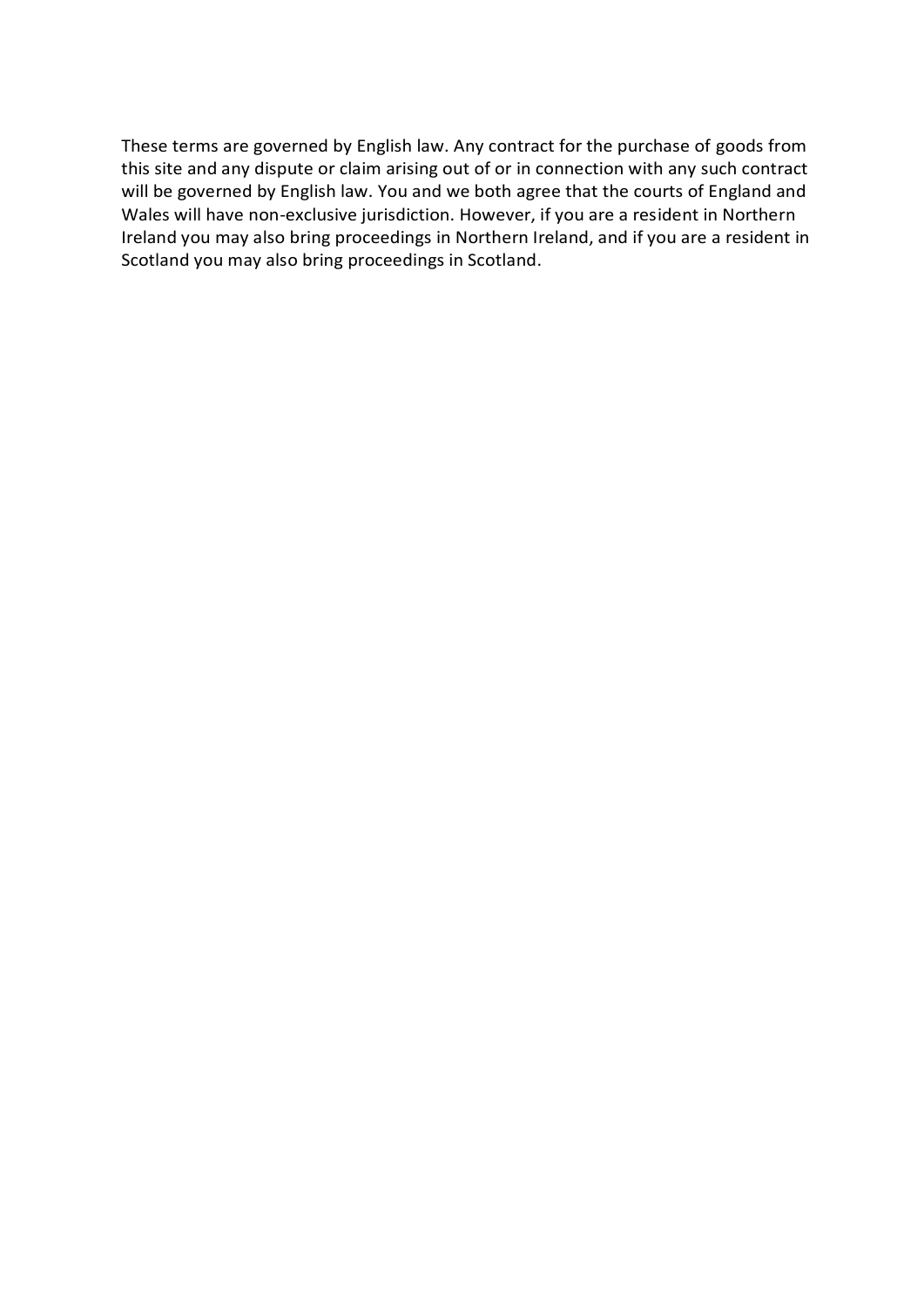These terms are governed by English law. Any contract for the purchase of goods from this site and any dispute or claim arising out of or in connection with any such contract will be governed by English law. You and we both agree that the courts of England and Wales will have non-exclusive jurisdiction. However, if you are a resident in Northern Ireland you may also bring proceedings in Northern Ireland, and if you are a resident in Scotland you may also bring proceedings in Scotland.